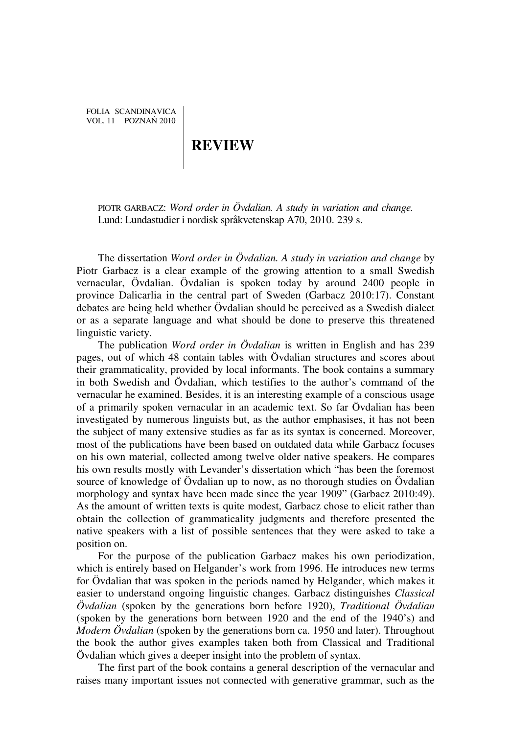# REVIEW

PIOTR GARBACZ: *Word order in Övdalian. A study in variation and change.* Lund: Lundastudier i nordisk språkvetenskap A70, 2010. 239 s.

The dissertation *Word order in Övdalian. A study in variation and change* by Piotr Garbacz is a clear example of the growing attention to a small Swedish vernacular, Övdalian. Övdalian is spoken today by around 2400 people in province Dalicarlia in the central part of Sweden (Garbacz 2010:17). Constant debates are being held whether Övdalian should be perceived as a Swedish dialect or as a separate language and what should be done to preserve this threatened linguistic variety.

The publication *Word order in Övdalian* is written in English and has 239 pages, out of which 48 contain tables with Övdalian structures and scores about their grammaticality, provided by local informants. The book contains a summary in both Swedish and Övdalian, which testifies to the author's command of the vernacular he examined. Besides, it is an interesting example of a conscious usage of a primarily spoken vernacular in an academic text. So far Övdalian has been investigated by numerous linguists but, as the author emphasises, it has not been the subject of many extensive studies as far as its syntax is concerned. Moreover, most of the publications have been based on outdated data while Garbacz focuses on his own material, collected among twelve older native speakers. He compares his own results mostly with Levander's dissertation which "has been the foremost source of knowledge of Övdalian up to now, as no thorough studies on Övdalian morphology and syntax have been made since the year 1909" (Garbacz 2010:49). As the amount of written texts is quite modest, Garbacz chose to elicit rather than obtain the collection of grammaticality judgments and therefore presented the native speakers with a list of possible sentences that they were asked to take a position on.

For the purpose of the publication Garbacz makes his own periodization, which is entirely based on Helgander's work from 1996. He introduces new terms for Övdalian that was spoken in the periods named by Helgander, which makes it easier to understand ongoing linguistic changes. Garbacz distinguishes *Classical Övdalian* (spoken by the generations born before 1920), *Traditional Övdalian* (spoken by the generations born between 1920 and the end of the 1940's) and *Modern Övdalian* (spoken by the generations born ca. 1950 and later). Throughout the book the author gives examples taken both from Classical and Traditional Övdalian which gives a deeper insight into the problem of syntax.

The first part of the book contains a general description of the vernacular and raises many important issues not connected with generative grammar, such as the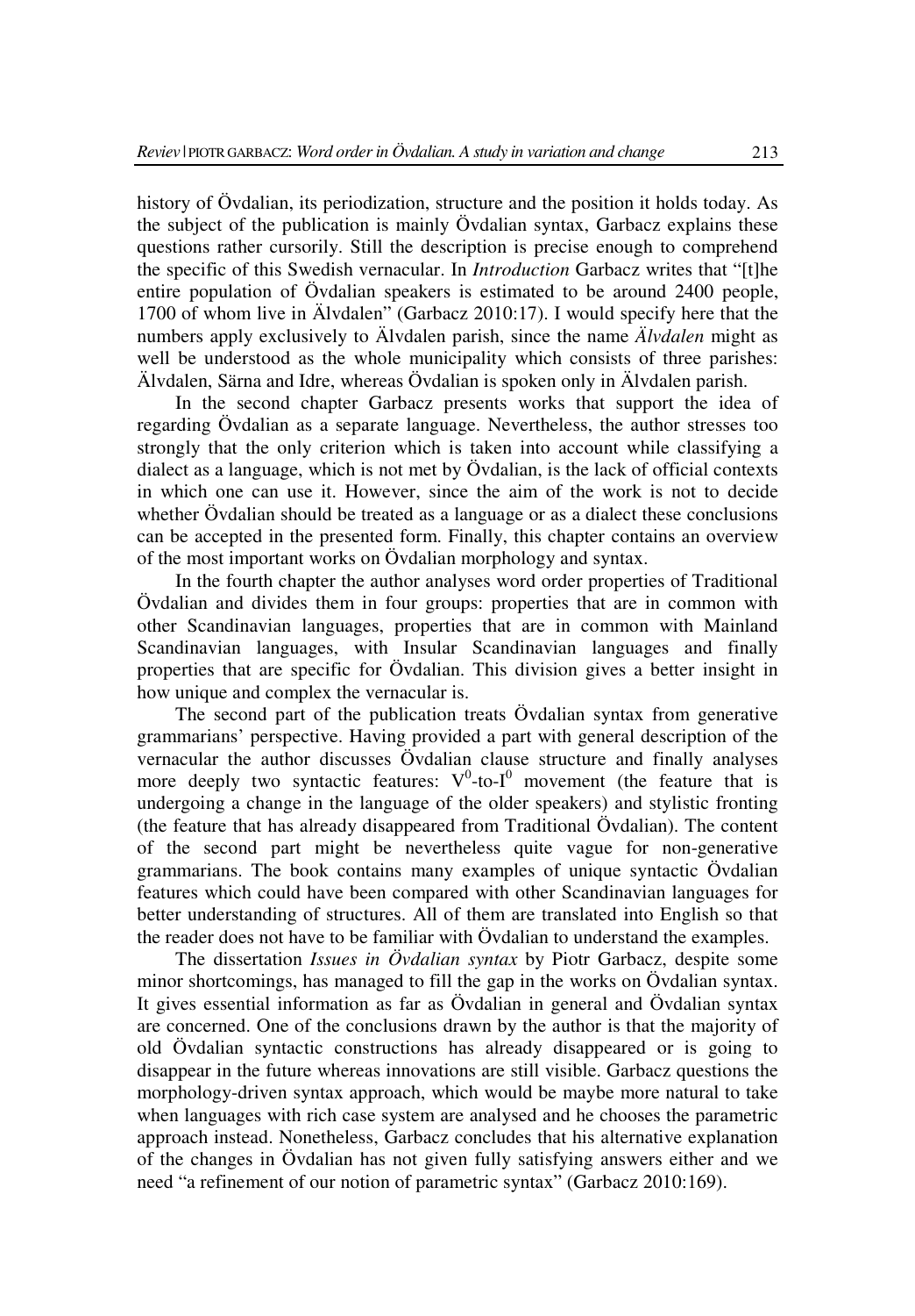history of Övdalian, its periodization, structure and the position it holds today. As the subject of the publication is mainly Övdalian syntax, Garbacz explains these questions rather cursorily. Still the description is precise enough to comprehend the specific of this Swedish vernacular. In *Introduction* Garbacz writes that "[t]he entire population of Övdalian speakers is estimated to be around 2400 people, 1700 of whom live in Älvdalen" (Garbacz 2010:17). I would specify here that the numbers apply exclusively to Älvdalen parish, since the name *Älvdalen* might as well be understood as the whole municipality which consists of three parishes: Älvdalen, Särna and Idre, whereas Övdalian is spoken only in Älvdalen parish.

In the second chapter Garbacz presents works that support the idea of regarding Övdalian as a separate language. Nevertheless, the author stresses too strongly that the only criterion which is taken into account while classifying a dialect as a language, which is not met by Övdalian, is the lack of official contexts in which one can use it. However, since the aim of the work is not to decide whether Övdalian should be treated as a language or as a dialect these conclusions can be accepted in the presented form. Finally, this chapter contains an overview of the most important works on Övdalian morphology and syntax.

In the fourth chapter the author analyses word order properties of Traditional Övdalian and divides them in four groups: properties that are in common with other Scandinavian languages, properties that are in common with Mainland Scandinavian languages, with Insular Scandinavian languages and finally properties that are specific for Övdalian. This division gives a better insight in how unique and complex the vernacular is.

The second part of the publication treats Övdalian syntax from generative grammarians' perspective. Having provided a part with general description of the vernacular the author discusses Övdalian clause structure and finally analyses more deeply two syntactic features: $V^0$-to-$I^0$ movement (the feature that is undergoing a change in the language of the older speakers) and stylistic fronting (the feature that has already disappeared from Traditional Övdalian). The content of the second part might be nevertheless quite vague for non-generative grammarians. The book contains many examples of unique syntactic Övdalian features which could have been compared with other Scandinavian languages for better understanding of structures. All of them are translated into English so that the reader does not have to be familiar with Övdalian to understand the examples.

The dissertation *Issues in Övdalian syntax* by Piotr Garbacz, despite some minor shortcomings, has managed to fill the gap in the works on Övdalian syntax. It gives essential information as far as Övdalian in general and Övdalian syntax are concerned. One of the conclusions drawn by the author is that the majority of old Övdalian syntactic constructions has already disappeared or is going to disappear in the future whereas innovations are still visible. Garbacz questions the morphology-driven syntax approach, which would be maybe more natural to take when languages with rich case system are analysed and he chooses the parametric approach instead. Nonetheless, Garbacz concludes that his alternative explanation of the changes in Övdalian has not given fully satisfying answers either and we need "a refinement of our notion of parametric syntax" (Garbacz 2010:169).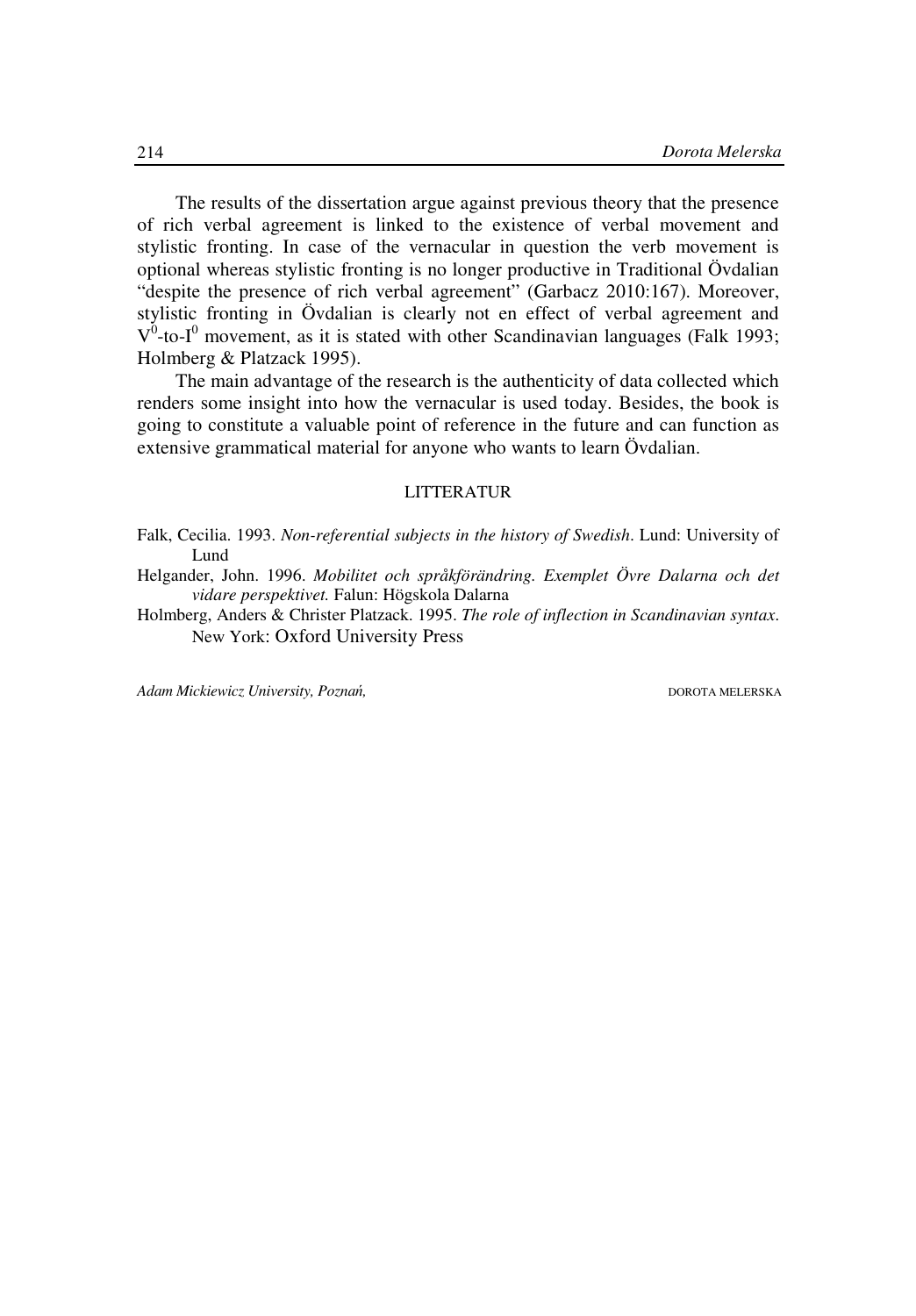The results of the dissertation argue against previous theory that the presence of rich verbal agreement is linked to the existence of verbal movement and stylistic fronting. In case of the vernacular in question the verb movement is optional whereas stylistic fronting is no longer productive in Traditional Övdalian "despite the presence of rich verbal agreement" (Garbacz 2010:167). Moreover, stylistic fronting in Övdalian is clearly not en effect of verbal agreement and $V^0$-to-$I^0$ movement, as it is stated with other Scandinavian languages (Falk 1993; Holmberg & Platzack 1995).

The main advantage of the research is the authenticity of data collected which renders some insight into how the vernacular is used today. Besides, the book is going to constitute a valuable point of reference in the future and can function as extensive grammatical material for anyone who wants to learn Övdalian.

## LITTERATUR

Falk, Cecilia. 1993. *Non-referential subjects in the history of Swedish*. Lund: University of Lund

Helgander, John. 1996. *Mobilitet och språkförändring. Exemplet Övre Dalarna och det vidare perspektivet.* Falun: Högskola Dalarna

Holmberg, Anders & Christer Platzack. 1995. *The role of inflection in Scandinavian syntax*. New York: Oxford University Press

*Adam Mickiewicz University, Poznań,* DOROTA MELERSKA